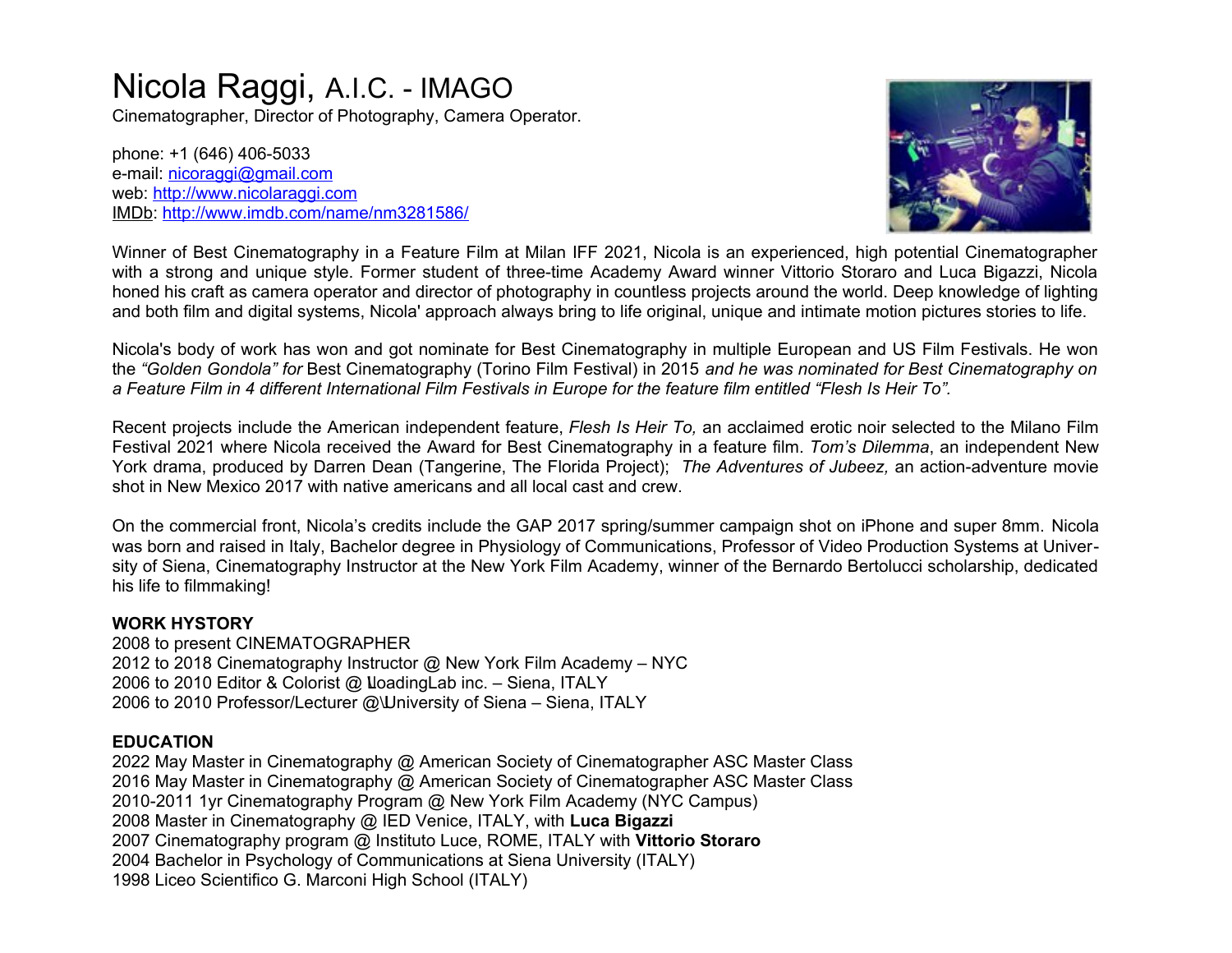# Nicola Raggi, A.I.C. - IMAGO

Cinematographer, Director of Photography, Camera Operator.

phone: +1 (646) 406-5033
e-mail: [nicoraggi@gmail.com](mailto:nicoraggi@gmail.com)
web: [http://www.nicolaraggi.com](http://www.nicolaraggi.com)
IMDb: [http://www.imdb.com/name/nm3281586/](http://www.imdb.com/name/nm3281586/)

Winner of Best Cinematography in a Feature Film at Milan IFF 2021, Nicola is an experienced, high potential Cinematographer with a strong and unique style. Former student of three-time Academy Award winner Vittorio Storaro and Luca Bigazzi, Nicola honed his craft as camera operator and director of photography in countless projects around the world. Deep knowledge of lighting and both film and digital systems, Nicola' approach always bring to life original, unique and intimate motion pictures stories to life.

Nicola's body of work has won and got nominate for Best Cinematography in multiple European and US Film Festivals. He won the *"Golden Gondola" for* Best Cinematography (Torino Film Festival) in 2015 *and he was nominated for Best Cinematography on a Feature Film in 4 different International Film Festivals in Europe for the feature film entitled "Flesh Is Heir To".*

Recent projects include the American independent feature, *Flesh Is Heir To,* an acclaimed erotic noir selected to the Milano Film Festival 2021 where Nicola received the Award for Best Cinematography in a feature film. *Tom's Dilemma*, an independent New York drama, produced by Darren Dean (Tangerine, The Florida Project); *The Adventures of Jubeez,* an action-adventure movie shot in New Mexico 2017 with native americans and all local cast and crew.

On the commercial front, Nicola's credits include the GAP 2017 spring/summer campaign shot on iPhone and super 8mm. Nicola was born and raised in Italy, Bachelor degree in Physiology of Communications, Professor of Video Production Systems at University of Siena, Cinematography Instructor at the New York Film Academy, winner of the Bernardo Bertolucci scholarship, dedicated his life to filmmaking!

**WORK HYSTORY**

2008 to present CINEMATOGRAPHER
2012 to 2018 Cinematography Instructor @ New York Film Academy – NYC
2006 to 2010 Editor & Colorist @ LoadingLab inc. – Siena, ITALY
2006 to 2010 Professor/Lecturer @ University of Siena – Siena, ITALY

**EDUCATION**

2022 May Master in Cinematography @ American Society of Cinematographer ASC Master Class
2016 May Master in Cinematography @ American Society of Cinematographer ASC Master Class
2010-2011 1yr Cinematography Program @ New York Film Academy (NYC Campus)
2008 Master in Cinematography @ IED Venice, ITALY, with **Luca Bigazzi**
2007 Cinematography program @ Instituto Luce, ROME, ITALY with **Vittorio Storaro**
2004 Bachelor in Psychology of Communications at Siena University (ITALY)
1998 Liceo Scientifico G. Marconi High School (ITALY)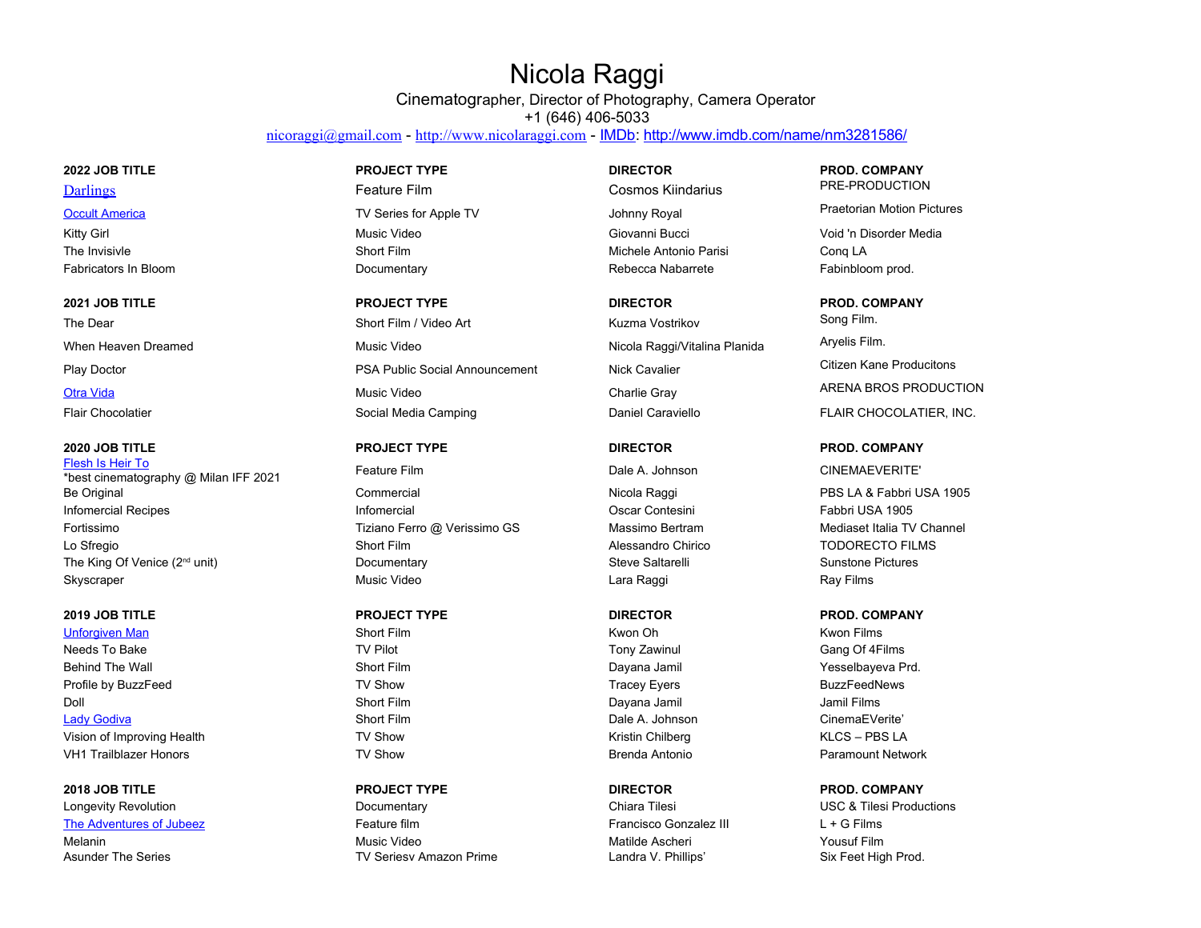# Nicola Raggi

Cinematographer, Director of Photography, Camera Operator
+1 (646) 406-5033
nicoraggi@gmail.com - http://www.nicolaraggi.com - IMDb: http://www.imdb.com/name/nm3281586/

| 2022 JOB TITLE | PROJECT TYPE | DIRECTOR | PROD. COMPANY |
|---|---|---|---|
| Darlings | Feature Film | Cosmos Kiindarius | PRE-PRODUCTION |
| Occult America | TV Series for Apple TV | Johnny Royal | Praetorian Motion Pictures |
| Kitty Girl | Music Video | Giovanni Bucci | Void 'n Disorder Media |
| The Invisivle | Short Film | Michele Antonio Parisi | Conq LA |
| Fabricators In Bloom | Documentary | Rebecca Nabarrete | Fabinbloom prod. |

| 2021 JOB TITLE | PROJECT TYPE | DIRECTOR | PROD. COMPANY |
|---|---|---|---|
| The Dear | Short Film / Video Art | Kuzma Vostrikov | Song Film. |
| When Heaven Dreamed | Music Video | Nicola Raggi/Vitalina Planida | Aryelis Film. |
| Play Doctor | PSA Public Social Announcement | Nick Cavalier | Citizen Kane Producitons |
| Otra Vida | Music Video | Charlie Gray | ARENA BROS PRODUCTION |
| Flair Chocolatier | Social Media Camping | Daniel Caraviello | FLAIR CHOCOLATIER, INC. |

| 2020 JOB TITLE | PROJECT TYPE | DIRECTOR | PROD. COMPANY |
|---|---|---|---|
| Flesh Is Heir To *best cinematography @ Milan IFF 2021 | Feature Film | Dale A. Johnson | CINEMAEVERITE' |
| Be Original | Commercial | Nicola Raggi | PBS LA & Fabbri USA 1905 |
| Infomercial Recipes | Infomercial | Oscar Contesini | Fabbri USA 1905 |
| Fortissimo | Tiziano Ferro @ Verissimo GS | Massimo Bertram | Mediaset Italia TV Channel |
| Lo Sfregio | Short Film | Alessandro Chirico | TODORECTO FILMS |
| The King Of Venice (2nd unit) | Documentary | Steve Saltarelli | Sunstone Pictures |
| Skyscraper | Music Video | Lara Raggi | Ray Films |

| 2019 JOB TITLE | PROJECT TYPE | DIRECTOR | PROD. COMPANY |
|---|---|---|---|
| Unforgiven Man | Short Film | Kwon Oh | Kwon Films |
| Needs To Bake | TV Pilot | Tony Zawinul | Gang Of 4Films |
| Behind The Wall | Short Film | Dayana Jamil | Yesselbayeva Prd. |
| Profile by BuzzFeed | TV Show | Tracey Eyers | BuzzFeedNews |
| Doll | Short Film | Dayana Jamil | Jamil Films |
| Lady Godiva | Short Film | Dale A. Johnson | CinemaEVerite' |
| Vision of Improving Health | TV Show | Kristin Chilberg | KLCS – PBS LA |
| VH1 Trailblazer Honors | TV Show | Brenda Antonio | Paramount Network |

| 2018 JOB TITLE | PROJECT TYPE | DIRECTOR | PROD. COMPANY |
|---|---|---|---|
| Longevity Revolution | Documentary | Chiara Tilesi | USC & Tilesi Productions |
| The Adventures of Jubeez | Feature film | Francisco Gonzalez III | L + G Films |
| Melanin | Music Video | Matilde Ascheri | Yousuf Film |
| Asunder The Series | TV Seriesv Amazon Prime | Landra V. Phillips' | Six Feet High Prod. |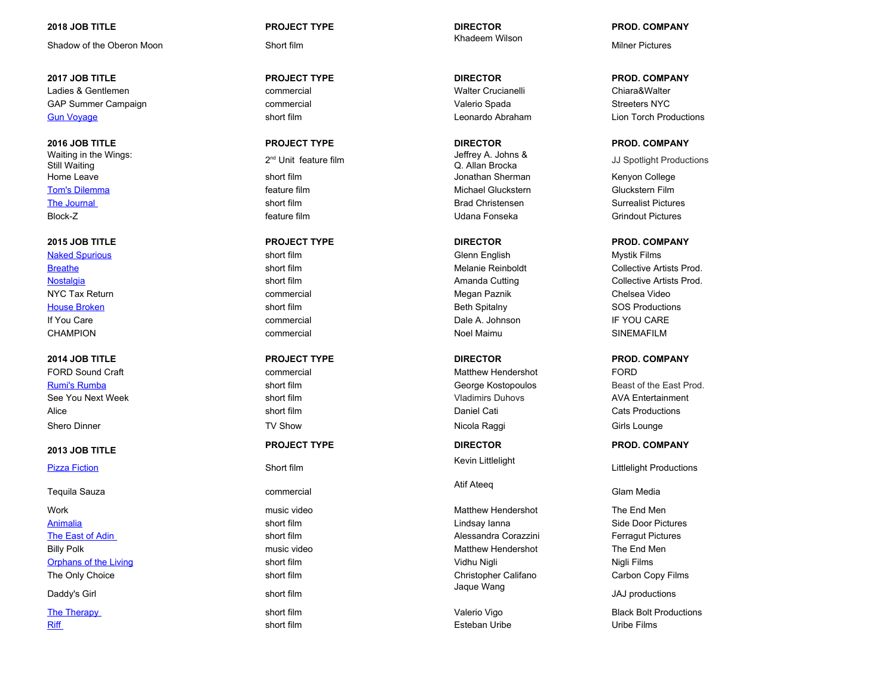| 2018 JOB TITLE | PROJECT TYPE | DIRECTOR | PROD. COMPANY |
|---|---|---|---|
| Shadow of the Oberon Moon | Short film | Khadeem Wilson | Milner Pictures |

| 2017 JOB TITLE | PROJECT TYPE | DIRECTOR | PROD. COMPANY |
|---|---|---|---|
| Ladies & Gentlemen | commercial | Walter Crucianelli | Chiara&Walter |
| GAP Summer Campaign | commercial | Valerio Spada | Streeters NYC |
| Gun Voyage | short film | Leonardo Abraham | Lion Torch Productions |

| 2016 JOB TITLE | PROJECT TYPE | DIRECTOR | PROD. COMPANY |
|---|---|---|---|
| Waiting in the Wings: Still Waiting | 2nd Unit feature film | Jeffrey A. Johns & Q. Allan Brocka | JJ Spotlight Productions |
| Home Leave | short film | Jonathan Sherman | Kenyon College |
| Tom's Dilemma | feature film | Michael Gluckstern | Gluckstern Film |
| The Journal | short film | Brad Christensen | Surrealist Pictures |
| Block-Z | feature film | Udana Fonseka | Grindout Pictures |

| 2015 JOB TITLE | PROJECT TYPE | DIRECTOR | PROD. COMPANY |
|---|---|---|---|
| Naked Spurious | short film | Glenn English | Mystik Films |
| Breathe | short film | Melanie Reinboldt | Collective Artists Prod. |
| Nostalgia | short film | Amanda Cutting | Collective Artists Prod. |
| NYC Tax Return | commercial | Megan Paznik | Chelsea Video |
| House Broken | short film | Beth Spitalny | SOS Productions |
| If You Care | commercial | Dale A. Johnson | IF YOU CARE |
| CHAMPION | commercial | Noel Maimu | SINEMAFILM |

| 2014 JOB TITLE | PROJECT TYPE | DIRECTOR | PROD. COMPANY |
|---|---|---|---|
| FORD Sound Craft | commercial | Matthew Hendershot | FORD |
| Rumi's Rumba | short film | George Kostopoulos | Beast of the East Prod. |
| See You Next Week | short film | Vladimirs Duhovs | AVA Entertainment |
| Alice | short film | Daniel Cati | Cats Productions |
| Shero Dinner | TV Show | Nicola Raggi | Girls Lounge |

| 2013 JOB TITLE | PROJECT TYPE | DIRECTOR | PROD. COMPANY |
|---|---|---|---|
| Pizza Fiction | Short film | Kevin Littlelight | Littlelight Productions |
| Tequila Sauza | commercial | Atif Ateeq | Glam Media |
| Work | music video | Matthew Hendershot | The End Men |
| Animalia | short film | Lindsay Ianna | Side Door Pictures |
| The East of Adin | short film | Alessandra Corazzini | Ferragut Pictures |
| Billy Polk | music video | Matthew Hendershot | The End Men |
| Orphans of the Living | short film | Vidhu Nigli | Nigli Films |
| The Only Choice | short film | Christopher Califano | Carbon Copy Films |
| Daddy's Girl | short film | Jaque Wang | JAJ productions |
| The Therapy | short film | Valerio Vigo | Black Bolt Productions |
| Riff | short film | Esteban Uribe | Uribe Films |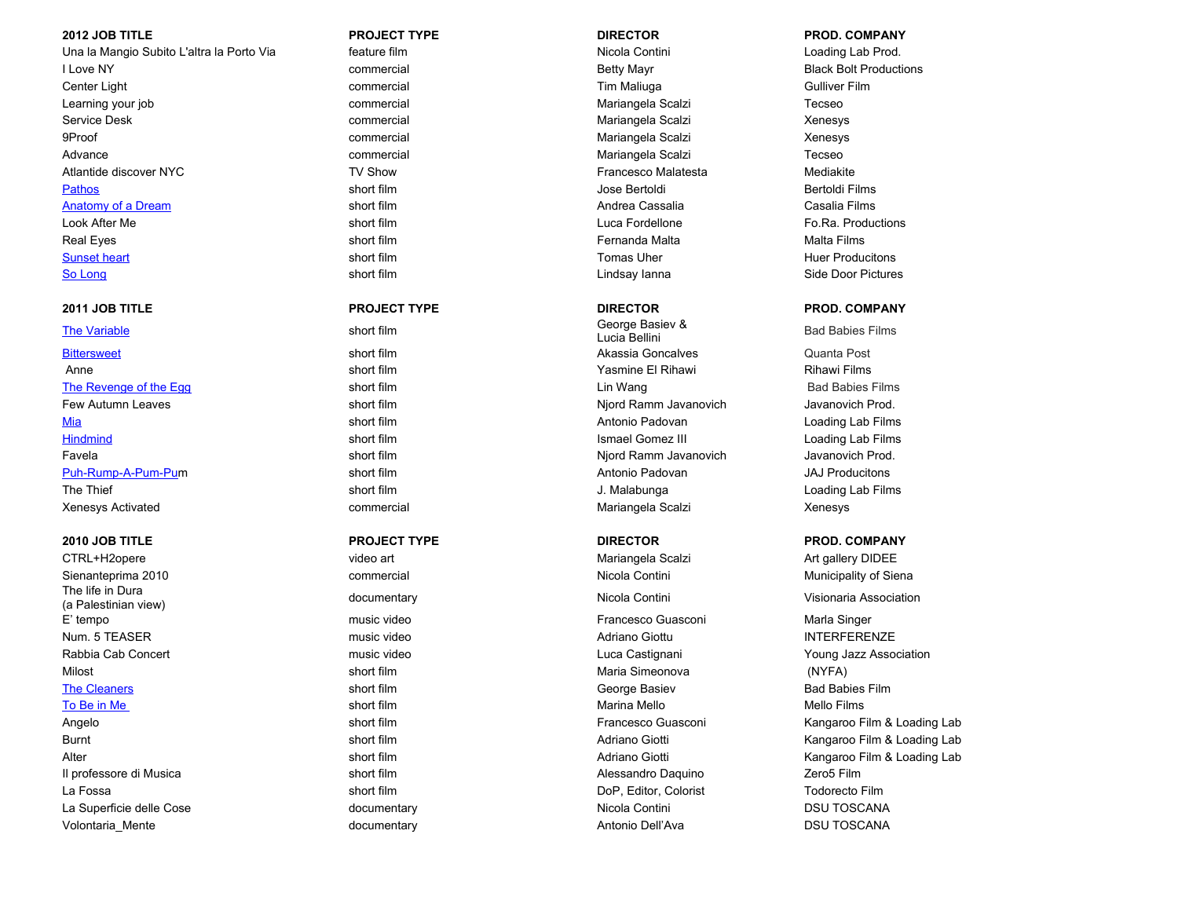| 2012 JOB TITLE | PROJECT TYPE | DIRECTOR | PROD. COMPANY |
|---|---|---|---|
| Una la Mangio Subito L'altra la Porto Via | feature film | Nicola Contini | Loading Lab Prod. |
| I Love NY | commercial | Betty Mayr | Black Bolt Productions |
| Center Light | commercial | Tim Maliuga | Gulliver Film |
| Learning your job | commercial | Mariangela Scalzi | Tecseo |
| Service Desk | commercial | Mariangela Scalzi | Xenesys |
| 9Proof | commercial | Mariangela Scalzi | Xenesys |
| Advance | commercial | Mariangela Scalzi | Tecseo |
| Atlantide discover NYC | TV Show | Francesco Malatesta | Mediakite |
| Pathos | short film | Jose Bertoldi | Bertoldi Films |
| Anatomy of a Dream | short film | Andrea Cassalia | Casalia Films |
| Look After Me | short film | Luca Fordellone | Fo.Ra. Productions |
| Real Eyes | short film | Fernanda Malta | Malta Films |
| Sunset heart | short film | Tomas Uher | Huer Producitons |
| So Long | short film | Lindsay Ianna | Side Door Pictures |

| 2011 JOB TITLE | PROJECT TYPE | DIRECTOR | PROD. COMPANY |
|---|---|---|---|
| The Variable | short film | George Basiev & Lucia Bellini | Bad Babies Films |
| Bittersweet | short film | Akassia Goncalves | Quanta Post |
| Anne | short film | Yasmine El Rihawi | Rihawi Films |
| The Revenge of the Egg | short film | Lin Wang | Bad Babies Films |
| Few Autumn Leaves | short film | Njord Ramm Javanovich | Javanovich Prod. |
| Mia | short film | Antonio Padovan | Loading Lab Films |
| Hindmind | short film | Ismael Gomez III | Loading Lab Films |
| Favela | short film | Njord Ramm Javanovich | Javanovich Prod. |
| Puh-Rump-A-Pum-Pum | short film | Antonio Padovan | JAJ Producitons |
| The Thief | short film | J. Malabunga | Loading Lab Films |
| Xenesys Activated | commercial | Mariangela Scalzi | Xenesys |

| 2010 JOB TITLE | PROJECT TYPE | DIRECTOR | PROD. COMPANY |
|---|---|---|---|
| CTRL+H2opere | video art | Mariangela Scalzi | Art gallery DIDEE |
| Sienanteprima 2010 | commercial | Nicola Contini | Municipality of Siena |
| The life in Dura (a Palestinian view) | documentary | Nicola Contini | Visionaria Association |
| E' tempo | music video | Francesco Guasconi | Marla Singer |
| Num. 5 TEASER | music video | Adriano Giottu | INTERFERENZE |
| Rabbia Cab Concert | music video | Luca Castignani | Young Jazz Association |
| Milost | short film | Maria Simeonova | (NYFA) |
| The Cleaners | short film | George Basiev | Bad Babies Film |
| To Be in Me | short film | Marina Mello | Mello Films |
| Angelo | short film | Francesco Guasconi | Kangaroo Film & Loading Lab |
| Burnt | short film | Adriano Giotti | Kangaroo Film & Loading Lab |
| Alter | short film | Adriano Giotti | Kangaroo Film & Loading Lab |
| Il professore di Musica | short film | Alessandro Daquino | Zero5 Film |
| La Fossa | short film | DoP, Editor, Colorist | Todorecto Film |
| La Superficie delle Cose | documentary | Nicola Contini | DSU TOSCANA |
| Volontaria_Mente | documentary | Antonio Dell'Ava | DSU TOSCANA |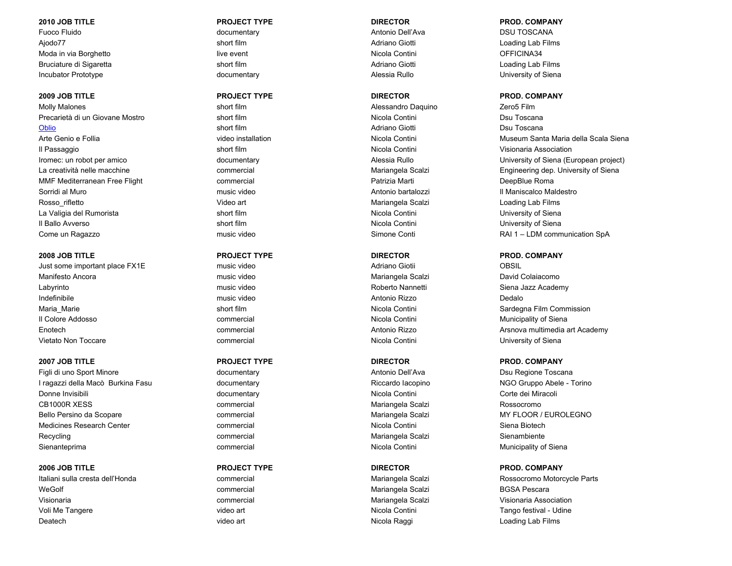| 2010 JOB TITLE | PROJECT TYPE | DIRECTOR | PROD. COMPANY |
|---|---|---|---|
| Fuoco Fluido | documentary | Antonio Dell'Ava | DSU TOSCANA |
| Ajodo77 | short film | Adriano Giotti | Loading Lab Films |
| Moda in via Borghetto | live event | Nicola Contini | OFFICINA34 |
| Bruciature di Sigaretta | short film | Adriano Giotti | Loading Lab Films |
| Incubator Prototype | documentary | Alessia Rullo | University of Siena |

| 2009 JOB TITLE | PROJECT TYPE | DIRECTOR | PROD. COMPANY |
|---|---|---|---|
| Molly Malones | short film | Alessandro Daquino | Zero5 Film |
| Precarietà di un Giovane Mostro | short film | Nicola Contini | Dsu Toscana |
| Oblio | short film | Adriano Giotti | Dsu Toscana |
| Arte Genio e Follia | video installation | Nicola Contini | Museum Santa Maria della Scala Siena |
| Il Passaggio | short film | Nicola Contini | Visionaria Association |
| Iromec: un robot per amico | documentary | Alessia Rullo | University of Siena (European project) |
| La creatività nelle macchine | commercial | Mariangela Scalzi | Engineering dep. University of Siena |
| MMF Mediterranean Free Flight | commercial | Patrizia Marti | DeepBlue Roma |
| Sorridi al Muro | music video | Antonio bartalozzi | Il Maniscalco Maldestro |
| Rosso_rifletto | Video art | Mariangela Scalzi | Loading Lab Films |
| La Valigia del Rumorista | short film | Nicola Contini | University of Siena |
| Il Ballo Avverso | short film | Nicola Contini | University of Siena |
| Come un Ragazzo | music video | Simone Conti | RAI 1 – LDM communication SpA |

| 2008 JOB TITLE | PROJECT TYPE | DIRECTOR | PROD. COMPANY |
|---|---|---|---|
| Just some important place FX1E | music video | Adriano Giotii | OBSIL |
| Manifesto Ancora | music video | Mariangela Scalzi | David Colaiacomo |
| Labyrinto | music video | Roberto Nannetti | Siena Jazz Academy |
| Indefinibile | music video | Antonio Rizzo | Dedalo |
| Maria_Marie | short film | Nicola Contini | Sardegna Film Commission |
| Il Colore Addosso | commercial | Nicola Contini | Municipality of Siena |
| Enotech | commercial | Antonio Rizzo | Arsnova multimedia art Academy |
| Vietato Non Toccare | commercial | Nicola Contini | University of Siena |

| 2007 JOB TITLE | PROJECT TYPE | DIRECTOR | PROD. COMPANY |
|---|---|---|---|
| Figli di uno Sport Minore | documentary | Antonio Dell'Ava | Dsu Regione Toscana |
| I ragazzi della Macò Burkina Fasu | documentary | Riccardo Iacopino | NGO Gruppo Abele - Torino |
| Donne Invisibili | documentary | Nicola Contini | Corte dei Miracoli |
| CB1000R XESS | commercial | Mariangela Scalzi | Rossocromo |
| Bello Persino da Scopare | commercial | Mariangela Scalzi | MY FLOOR / EUROLEGNO |
| Medicines Research Center | commercial | Nicola Contini | Siena Biotech |
| Recycling | commercial | Mariangela Scalzi | Sienambiente |
| Sienanteprima | commercial | Nicola Contini | Municipality of Siena |

| 2006 JOB TITLE | PROJECT TYPE | DIRECTOR | PROD. COMPANY |
|---|---|---|---|
| Italiani sulla cresta dell'Honda | commercial | Mariangela Scalzi | Rossocromo Motorcycle Parts |
| WeGolf | commercial | Mariangela Scalzi | BGSA Pescara |
| Visionaria | commercial | Mariangela Scalzi | Visionaria Association |
| Voli Me Tangere | video art | Nicola Contini | Tango festival - Udine |
| Deatech | video art | Nicola Raggi | Loading Lab Films |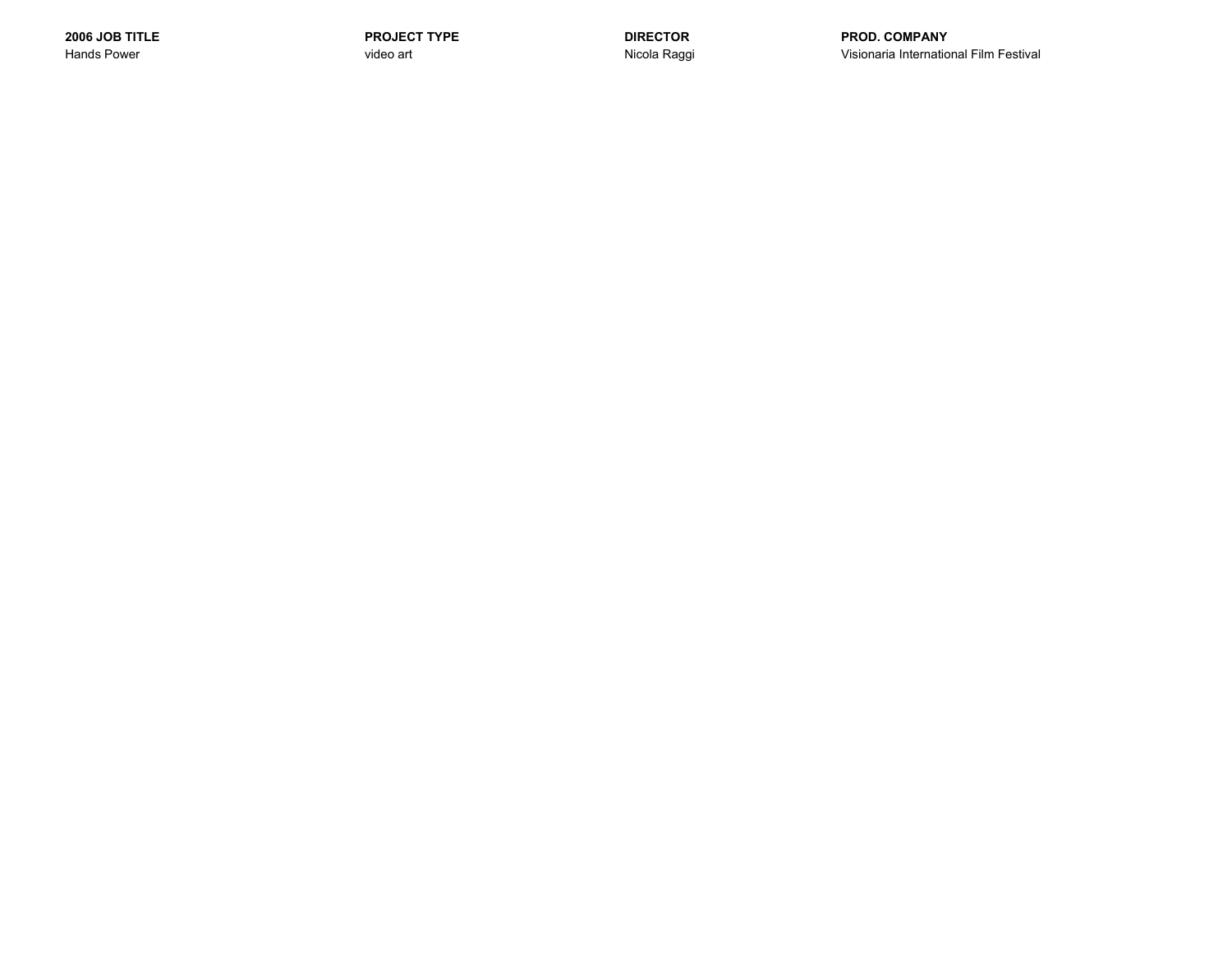| 2006 JOB TITLE | PROJECT TYPE | DIRECTOR | PROD. COMPANY |
|---|---|---|---|
| Hands Power | video art | Nicola Raggi | Visionaria International Film Festival |